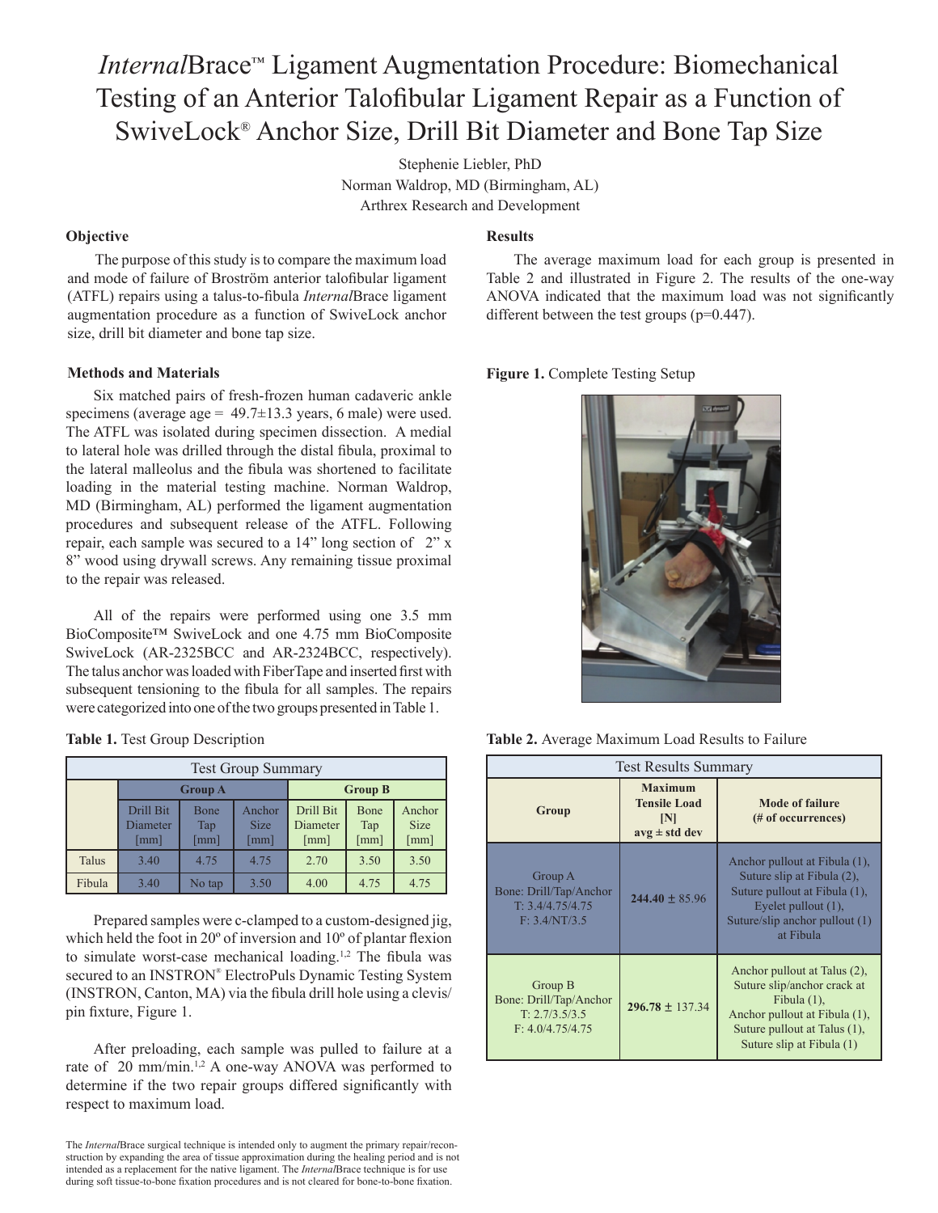# *Internal*Brace™ Ligament Augmentation Procedure: Biomechanical Testing of an Anterior Talofibular Ligament Repair as a Function of SwiveLock® Anchor Size, Drill Bit Diameter and Bone Tap Size

Stephenie Liebler, PhD
Norman Waldrop, MD (Birmingham, AL)
Arthrex Research and Development

## Objective

The purpose of this study is to compare the maximum load and mode of failure of Broström anterior talofibular ligament (ATFL) repairs using a talus-to-fibula *Internal*Brace ligament augmentation procedure as a function of SwiveLock anchor size, drill bit diameter and bone tap size.

## Methods and Materials

Six matched pairs of fresh-frozen human cadaveric ankle specimens (average age = 49.7±13.3 years, 6 male) were used. The ATFL was isolated during specimen dissection. A medial to lateral hole was drilled through the distal fibula, proximal to the lateral malleolus and the fibula was shortened to facilitate loading in the material testing machine. Norman Waldrop, MD (Birmingham, AL) performed the ligament augmentation procedures and subsequent release of the ATFL. Following repair, each sample was secured to a 14" long section of 2" x 8" wood using drywall screws. Any remaining tissue proximal to the repair was released.

All of the repairs were performed using one 3.5 mm BioComposite™ SwiveLock and one 4.75 mm BioComposite SwiveLock (AR-2325BCC and AR-2324BCC, respectively). The talus anchor was loaded with FiberTape and inserted first with subsequent tensioning to the fibula for all samples. The repairs were categorized into one of the two groups presented in Table 1.

**Table 1.** Test Group Description

| Test Group Summary | Group A | | | Group B | | |
|---|---|---|---|---|---|---|
| | Drill Bit Diameter [mm] | Bone Tap [mm] | Anchor Size [mm] | Drill Bit Diameter [mm] | Bone Tap [mm] | Anchor Size [mm] |
| Talus | 3.40 | 4.75 | 4.75 | 2.70 | 3.50 | 3.50 |
| Fibula | 3.40 | No tap | 3.50 | 4.00 | 4.75 | 4.75 |

Prepared samples were c-clamped to a custom-designed jig, which held the foot in 20º of inversion and 10º of plantar flexion to simulate worst-case mechanical loading.[1,2] The fibula was secured to an INSTRON® ElectroPuls Dynamic Testing System (INSTRON, Canton, MA) via the fibula drill hole using a clevis/pin fixture, Figure 1.

After preloading, each sample was pulled to failure at a rate of 20 mm/min.[1,2] A one-way ANOVA was performed to determine if the two repair groups differed significantly with respect to maximum load.

The *Internal*Brace surgical technique is intended only to augment the primary repair/reconstruction by expanding the area of tissue approximation during the healing period and is not intended as a replacement for the native ligament. The *Internal*Brace technique is for use during soft tissue-to-bone fixation procedures and is not cleared for bone-to-bone fixation.

## Results

The average maximum load for each group is presented in Table 2 and illustrated in Figure 2. The results of the one-way ANOVA indicated that the maximum load was not significantly different between the test groups (p=0.447).

**Figure 1.** Complete Testing Setup

**Table 2.** Average Maximum Load Results to Failure

| Group | Maximum Tensile Load [N] avg ± std dev | Mode of failure (# of occurrences) |
|---|---|---|
| Group A<br>Bone: Drill/Tap/Anchor<br>T: 3.4/4.75/4.75<br>F: 3.4/NT/3.5 | **244.40** ± 85.96 | Anchor pullout at Fibula (1), Suture slip at Fibula (2), Suture pullout at Fibula (1), Eyelet pullout (1), Suture/slip anchor pullout (1) at Fibula |
| Group B<br>Bone: Drill/Tap/Anchor<br>T: 2.7/3.5/3.5<br>F: 4.0/4.75/4.75 | **296.78** ± 137.34 | Anchor pullout at Talus (2), Suture slip/anchor crack at Fibula (1), Anchor pullout at Fibula (1), Suture pullout at Talus (1), Suture slip at Fibula (1) |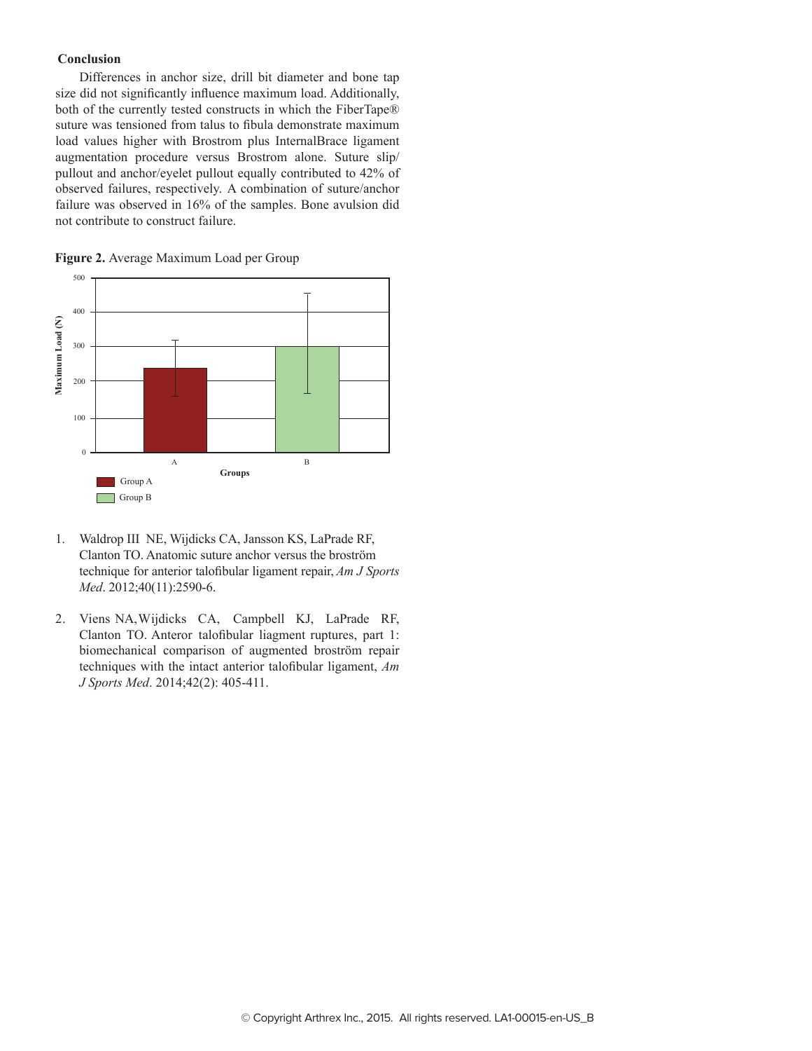## Conclusion

Differences in anchor size, drill bit diameter and bone tap size did not significantly influence maximum load. Additionally, both of the currently tested constructs in which the FiberTape® suture was tensioned from talus to fibula demonstrate maximum load values higher with Brostrom plus InternalBrace ligament augmentation procedure versus Brostrom alone. Suture slip/pullout and anchor/eyelet pullout equally contributed to 42% of observed failures, respectively. A combination of suture/anchor failure was observed in 16% of the samples. Bone avulsion did not contribute to construct failure.

**Figure 2.** Average Maximum Load per Group

Maximum Load (N)
500
400
300
200
100
0
A
B
Groups
Group A
Group B

1. Waldrop III NE, Wijdicks CA, Jansson KS, LaPrade RF, Clanton TO. Anatomic suture anchor versus the broström technique for anterior talofibular ligament repair, *Am J Sports Med*. 2012;40(11):2590-6.

2. Viens NA, Wijdicks CA, Campbell KJ, LaPrade RF, Clanton TO. Anteror talofibular liagment ruptures, part 1: biomechanical comparison of augmented broström repair techniques with the intact anterior talofibular ligament, *Am J Sports Med*. 2014;42(2): 405-411.

© Copyright Arthrex Inc., 2015. All rights reserved. LA1-00015-en-US_B